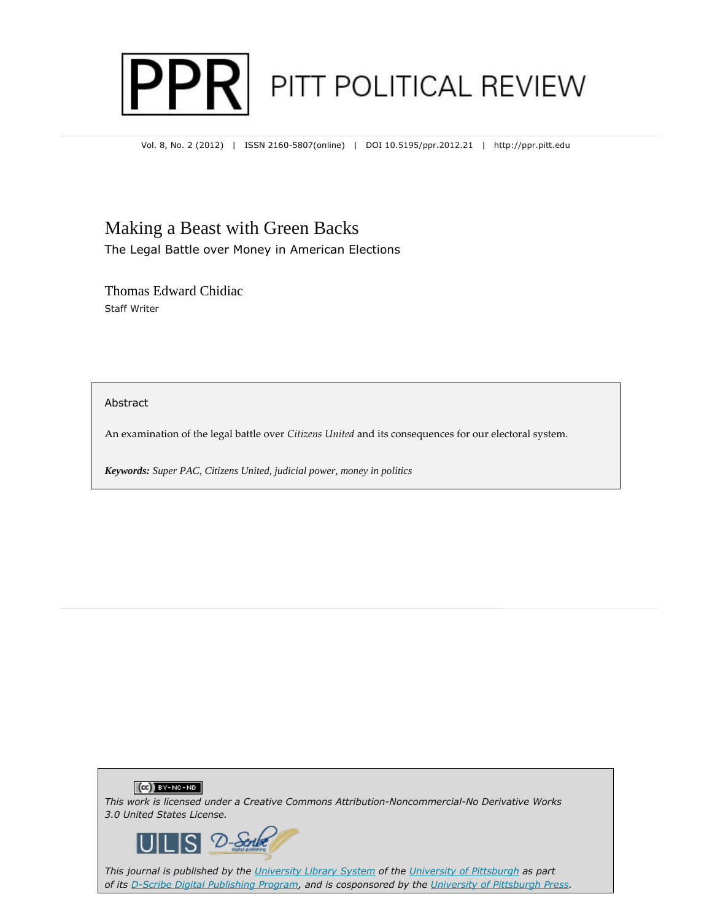# PPR PITT POLITICAL REVIEW

Vol. 8, No. 2 (2012) | ISSN 2160-5807(online) | DOI 10.5195/ppr.2012.21 | http://ppr.pitt.edu

# Making a Beast with Green Backs

## The Legal Battle over Money in American Elections

Thomas Edward Chidiac

Staff Writer

### Abstract

An examination of the legal battle over *Citizens United* and its consequences for our electoral system.

***Keywords:*** *Super PAC, Citizens United, judicial power, money in politics*

*This work is licensed under a Creative Commons Attribution-Noncommercial-No Derivative Works 3.0 United States License.*

*This journal is published by the University Library System of the University of Pittsburgh as part of its D-Scribe Digital Publishing Program, and is cosponsored by the University of Pittsburgh Press.*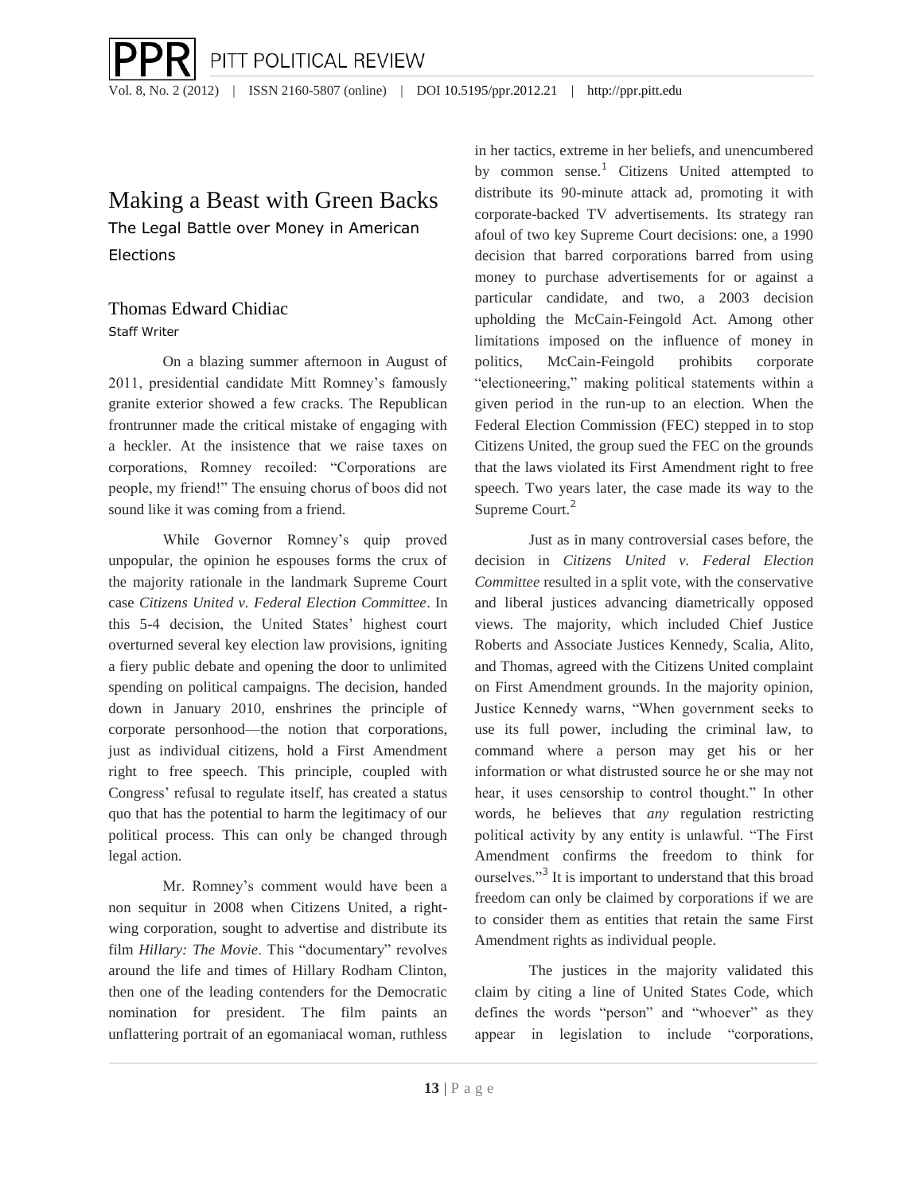# Making a Beast with Green Backs

## The Legal Battle over Money in American Elections

### Thomas Edward Chidiac

Staff Writer

On a blazing summer afternoon in August of 2011, presidential candidate Mitt Romney's famously granite exterior showed a few cracks. The Republican frontrunner made the critical mistake of engaging with a heckler. At the insistence that we raise taxes on corporations, Romney recoiled: "Corporations are people, my friend!" The ensuing chorus of boos did not sound like it was coming from a friend.

While Governor Romney's quip proved unpopular, the opinion he espouses forms the crux of the majority rationale in the landmark Supreme Court case *Citizens United v. Federal Election Committee*. In this 5-4 decision, the United States' highest court overturned several key election law provisions, igniting a fiery public debate and opening the door to unlimited spending on political campaigns. The decision, handed down in January 2010, enshrines the principle of corporate personhood—the notion that corporations, just as individual citizens, hold a First Amendment right to free speech. This principle, coupled with Congress' refusal to regulate itself, has created a status quo that has the potential to harm the legitimacy of our political process. This can only be changed through legal action.

Mr. Romney's comment would have been a non sequitur in 2008 when Citizens United, a right-wing corporation, sought to advertise and distribute its film *Hillary: The Movie*. This "documentary" revolves around the life and times of Hillary Rodham Clinton, then one of the leading contenders for the Democratic nomination for president. The film paints an unflattering portrait of an egomaniacal woman, ruthless in her tactics, extreme in her beliefs, and unencumbered by common sense.[1] Citizens United attempted to distribute its 90-minute attack ad, promoting it with corporate-backed TV advertisements. Its strategy ran afoul of two key Supreme Court decisions: one, a 1990 decision that barred corporations barred from using money to purchase advertisements for or against a particular candidate, and two, a 2003 decision upholding the McCain-Feingold Act. Among other limitations imposed on the influence of money in politics, McCain-Feingold prohibits corporate "electioneering," making political statements within a given period in the run-up to an election. When the Federal Election Commission (FEC) stepped in to stop Citizens United, the group sued the FEC on the grounds that the laws violated its First Amendment right to free speech. Two years later, the case made its way to the Supreme Court.[2]

Just as in many controversial cases before, the decision in *Citizens United v. Federal Election Committee* resulted in a split vote, with the conservative and liberal justices advancing diametrically opposed views. The majority, which included Chief Justice Roberts and Associate Justices Kennedy, Scalia, Alito, and Thomas, agreed with the Citizens United complaint on First Amendment grounds. In the majority opinion, Justice Kennedy warns, "When government seeks to use its full power, including the criminal law, to command where a person may get his or her information or what distrusted source he or she may not hear, it uses censorship to control thought." In other words, he believes that *any* regulation restricting political activity by any entity is unlawful. "The First Amendment confirms the freedom to think for ourselves."[3] It is important to understand that this broad freedom can only be claimed by corporations if we are to consider them as entities that retain the same First Amendment rights as individual people.

The justices in the majority validated this claim by citing a line of United States Code, which defines the words "person" and "whoever" as they appear in legislation to include "corporations,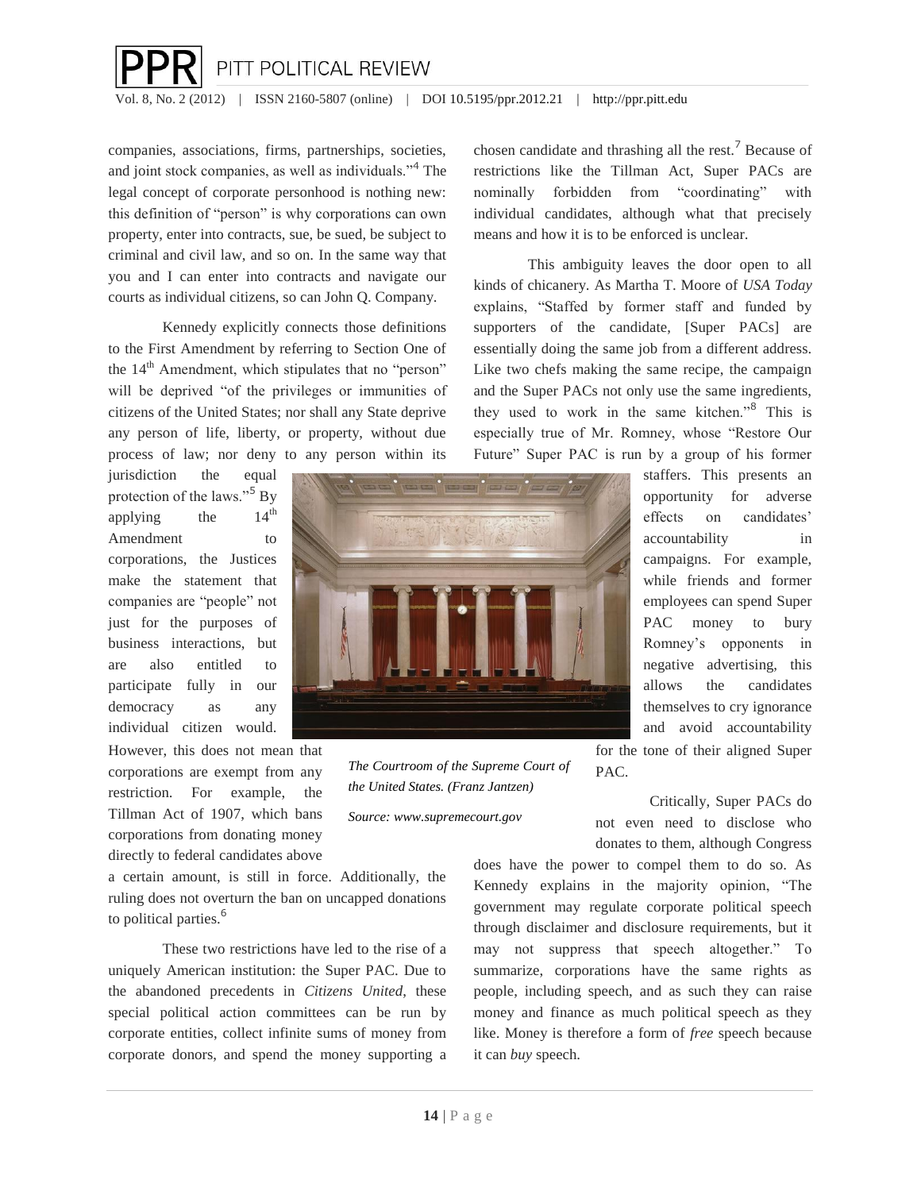companies, associations, firms, partnerships, societies, and joint stock companies, as well as individuals."[4] The legal concept of corporate personhood is nothing new: this definition of "person" is why corporations can own property, enter into contracts, sue, be sued, be subject to criminal and civil law, and so on. In the same way that you and I can enter into contracts and navigate our courts as individual citizens, so can John Q. Company.

Kennedy explicitly connects those definitions to the First Amendment by referring to Section One of the 14th Amendment, which stipulates that no "person" will be deprived "of the privileges or immunities of citizens of the United States; nor shall any State deprive any person of life, liberty, or property, without due process of law; nor deny to any person within its jurisdiction the equal protection of the laws."[5] By applying the 14th Amendment to corporations, the Justices make the statement that companies are "people" not just for the purposes of business interactions, but are also entitled to participate fully in our democracy as any individual citizen would. However, this does not mean that corporations are exempt from any restriction. For example, the Tillman Act of 1907, which bans corporations from donating money directly to federal candidates above a certain amount, is still in force. Additionally, the ruling does not overturn the ban on uncapped donations to political parties.[6]

*The Courtroom of the Supreme Court of the United States. (Franz Jantzen)*

*Source: www.supremecourt.gov*

These two restrictions have led to the rise of a uniquely American institution: the Super PAC. Due to the abandoned precedents in *Citizens United*, these special political action committees can be run by corporate entities, collect infinite sums of money from corporate donors, and spend the money supporting a chosen candidate and thrashing all the rest.[7] Because of restrictions like the Tillman Act, Super PACs are nominally forbidden from "coordinating" with individual candidates, although what that precisely means and how it is to be enforced is unclear.

This ambiguity leaves the door open to all kinds of chicanery. As Martha T. Moore of *USA Today* explains, "Staffed by former staff and funded by supporters of the candidate, [Super PACs] are essentially doing the same job from a different address. Like two chefs making the same recipe, the campaign and the Super PACs not only use the same ingredients, they used to work in the same kitchen."[8] This is especially true of Mr. Romney, whose "Restore Our Future" Super PAC is run by a group of his former staffers. This presents an opportunity for adverse effects on candidates' accountability in campaigns. For example, while friends and former employees can spend Super PAC money to bury Romney's opponents in negative advertising, this allows the candidates themselves to cry ignorance and avoid accountability for the tone of their aligned Super PAC.

Critically, Super PACs do not even need to disclose who donates to them, although Congress does have the power to compel them to do so. As Kennedy explains in the majority opinion, "The government may regulate corporate political speech through disclaimer and disclosure requirements, but it may not suppress that speech altogether." To summarize, corporations have the same rights as people, including speech, and as such they can raise money and finance as much political speech as they like. Money is therefore a form of *free* speech because it can *buy* speech.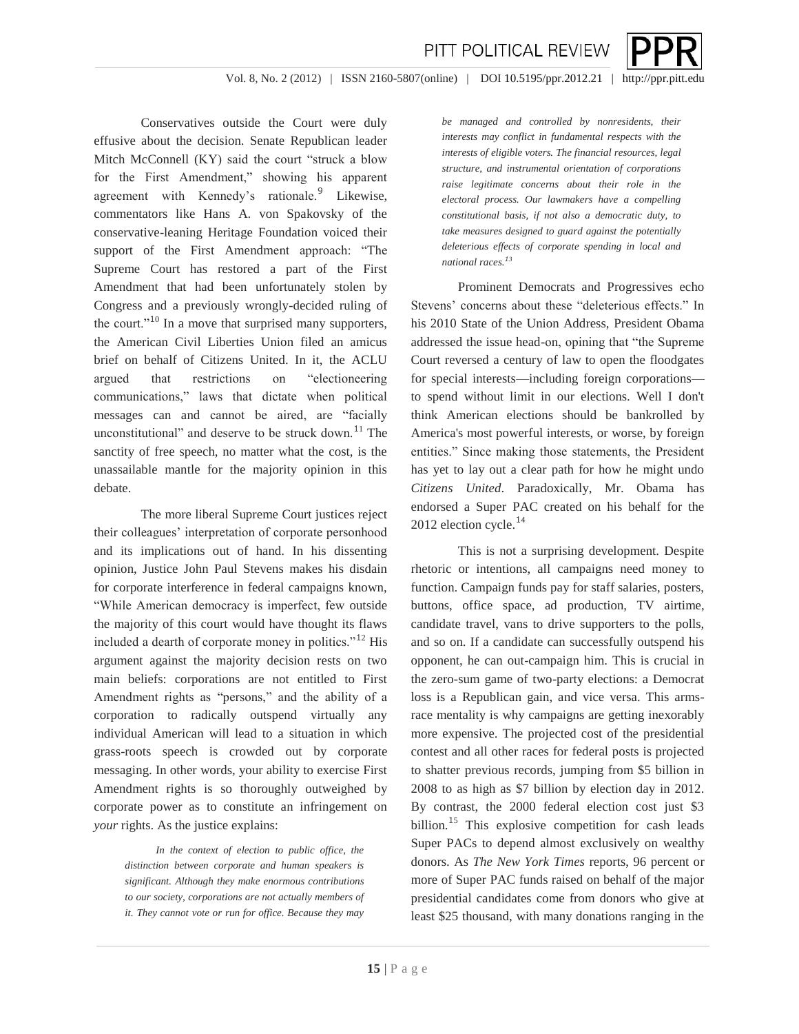Conservatives outside the Court were duly effusive about the decision. Senate Republican leader Mitch McConnell (KY) said the court "struck a blow for the First Amendment," showing his apparent agreement with Kennedy's rationale.[9] Likewise, commentators like Hans A. von Spakovsky of the conservative-leaning Heritage Foundation voiced their support of the First Amendment approach: "The Supreme Court has restored a part of the First Amendment that had been unfortunately stolen by Congress and a previously wrongly-decided ruling of the court."[10] In a move that surprised many supporters, the American Civil Liberties Union filed an amicus brief on behalf of Citizens United. In it, the ACLU argued that restrictions on "electioneering communications," laws that dictate when political messages can and cannot be aired, are "facially unconstitutional" and deserve to be struck down.[11] The sanctity of free speech, no matter what the cost, is the unassailable mantle for the majority opinion in this debate.

The more liberal Supreme Court justices reject their colleagues' interpretation of corporate personhood and its implications out of hand. In his dissenting opinion, Justice John Paul Stevens makes his disdain for corporate interference in federal campaigns known, "While American democracy is imperfect, few outside the majority of this court would have thought its flaws included a dearth of corporate money in politics."[12] His argument against the majority decision rests on two main beliefs: corporations are not entitled to First Amendment rights as "persons," and the ability of a corporation to radically outspend virtually any individual American will lead to a situation in which grass-roots speech is crowded out by corporate messaging. In other words, your ability to exercise First Amendment rights is so thoroughly outweighed by corporate power as to constitute an infringement on *your* rights. As the justice explains:

> *In the context of election to public office, the distinction between corporate and human speakers is significant. Although they make enormous contributions to our society, corporations are not actually members of it. They cannot vote or run for office. Because they may be managed and controlled by nonresidents, their interests may conflict in fundamental respects with the interests of eligible voters. The financial resources, legal structure, and instrumental orientation of corporations raise legitimate concerns about their role in the electoral process. Our lawmakers have a compelling constitutional basis, if not also a democratic duty, to take measures designed to guard against the potentially deleterious effects of corporate spending in local and national races.*[13]

Prominent Democrats and Progressives echo Stevens' concerns about these "deleterious effects." In his 2010 State of the Union Address, President Obama addressed the issue head-on, opining that "the Supreme Court reversed a century of law to open the floodgates for special interests—including foreign corporations—to spend without limit in our elections. Well I don't think American elections should be bankrolled by America's most powerful interests, or worse, by foreign entities." Since making those statements, the President has yet to lay out a clear path for how he might undo *Citizens United*. Paradoxically, Mr. Obama has endorsed a Super PAC created on his behalf for the 2012 election cycle.[14]

This is not a surprising development. Despite rhetoric or intentions, all campaigns need money to function. Campaign funds pay for staff salaries, posters, buttons, office space, ad production, TV airtime, candidate travel, vans to drive supporters to the polls, and so on. If a candidate can successfully outspend his opponent, he can out-campaign him. This is crucial in the zero-sum game of two-party elections: a Democrat loss is a Republican gain, and vice versa. This arms-race mentality is why campaigns are getting inexorably more expensive. The projected cost of the presidential contest and all other races for federal posts is projected to shatter previous records, jumping from \$5 billion in 2008 to as high as \$7 billion by election day in 2012. By contrast, the 2000 federal election cost just \$3 billion.[15] This explosive competition for cash leads Super PACs to depend almost exclusively on wealthy donors. As *The New York Times* reports, 96 percent or more of Super PAC funds raised on behalf of the major presidential candidates come from donors who give at least \$25 thousand, with many donations ranging in the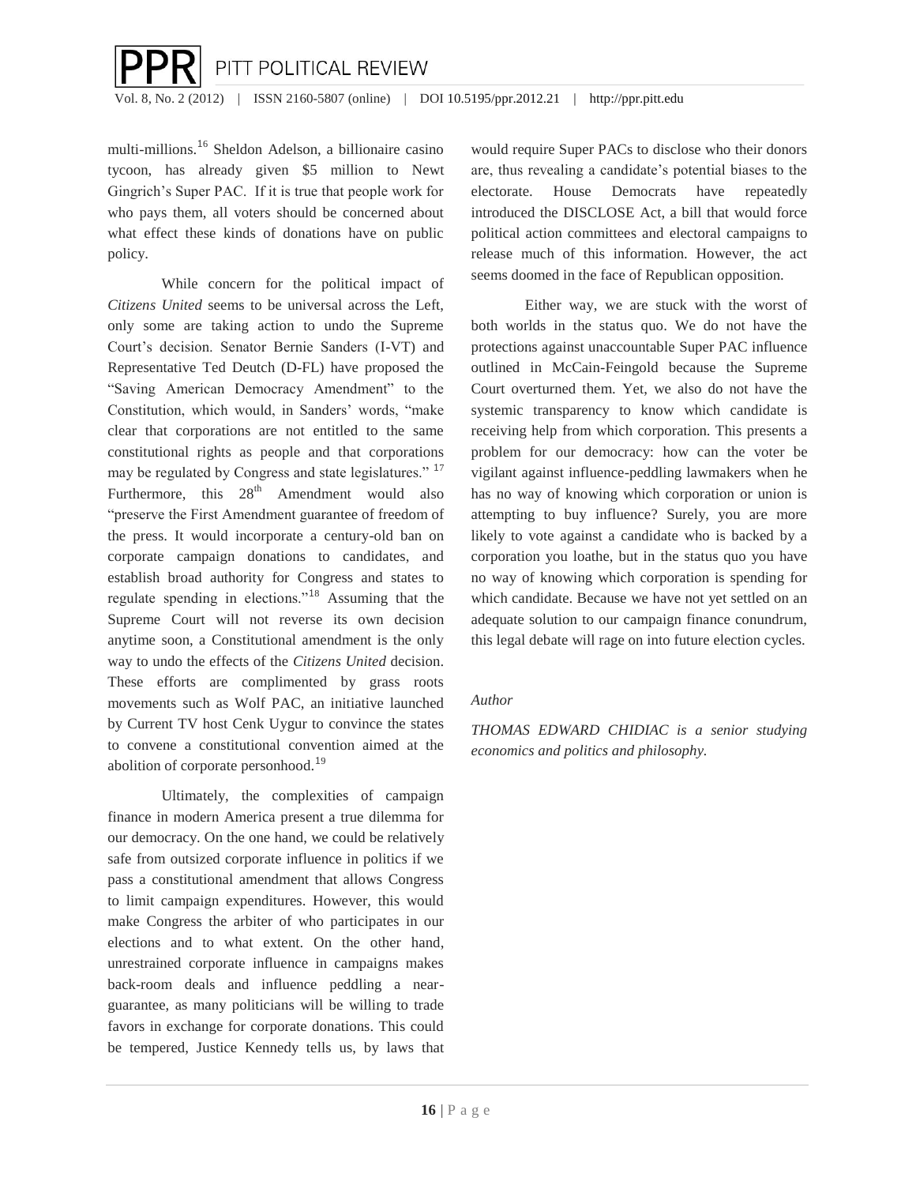multi-millions.[16] Sheldon Adelson, a billionaire casino tycoon, has already given $5 million to Newt Gingrich's Super PAC. If it is true that people work for who pays them, all voters should be concerned about what effect these kinds of donations have on public policy.

While concern for the political impact of *Citizens United* seems to be universal across the Left, only some are taking action to undo the Supreme Court's decision. Senator Bernie Sanders (I-VT) and Representative Ted Deutch (D-FL) have proposed the "Saving American Democracy Amendment" to the Constitution, which would, in Sanders' words, "make clear that corporations are not entitled to the same constitutional rights as people and that corporations may be regulated by Congress and state legislatures." [17] Furthermore, this 28th Amendment would also "preserve the First Amendment guarantee of freedom of the press. It would incorporate a century-old ban on corporate campaign donations to candidates, and establish broad authority for Congress and states to regulate spending in elections."[18] Assuming that the Supreme Court will not reverse its own decision anytime soon, a Constitutional amendment is the only way to undo the effects of the *Citizens United* decision. These efforts are complimented by grass roots movements such as Wolf PAC, an initiative launched by Current TV host Cenk Uygur to convince the states to convene a constitutional convention aimed at the abolition of corporate personhood.[19]

Ultimately, the complexities of campaign finance in modern America present a true dilemma for our democracy. On the one hand, we could be relatively safe from outsized corporate influence in politics if we pass a constitutional amendment that allows Congress to limit campaign expenditures. However, this would make Congress the arbiter of who participates in our elections and to what extent. On the other hand, unrestrained corporate influence in campaigns makes back-room deals and influence peddling a near-guarantee, as many politicians will be willing to trade favors in exchange for corporate donations. This could be tempered, Justice Kennedy tells us, by laws that would require Super PACs to disclose who their donors are, thus revealing a candidate's potential biases to the electorate. House Democrats have repeatedly introduced the DISCLOSE Act, a bill that would force political action committees and electoral campaigns to release much of this information. However, the act seems doomed in the face of Republican opposition.

Either way, we are stuck with the worst of both worlds in the status quo. We do not have the protections against unaccountable Super PAC influence outlined in McCain-Feingold because the Supreme Court overturned them. Yet, we also do not have the systemic transparency to know which candidate is receiving help from which corporation. This presents a problem for our democracy: how can the voter be vigilant against influence-peddling lawmakers when he has no way of knowing which corporation or union is attempting to buy influence? Surely, you are more likely to vote against a candidate who is backed by a corporation you loathe, but in the status quo you have no way of knowing which corporation is spending for which candidate. Because we have not yet settled on an adequate solution to our campaign finance conundrum, this legal debate will rage on into future election cycles.

*Author*

*THOMAS EDWARD CHIDIAC is a senior studying economics and politics and philosophy.*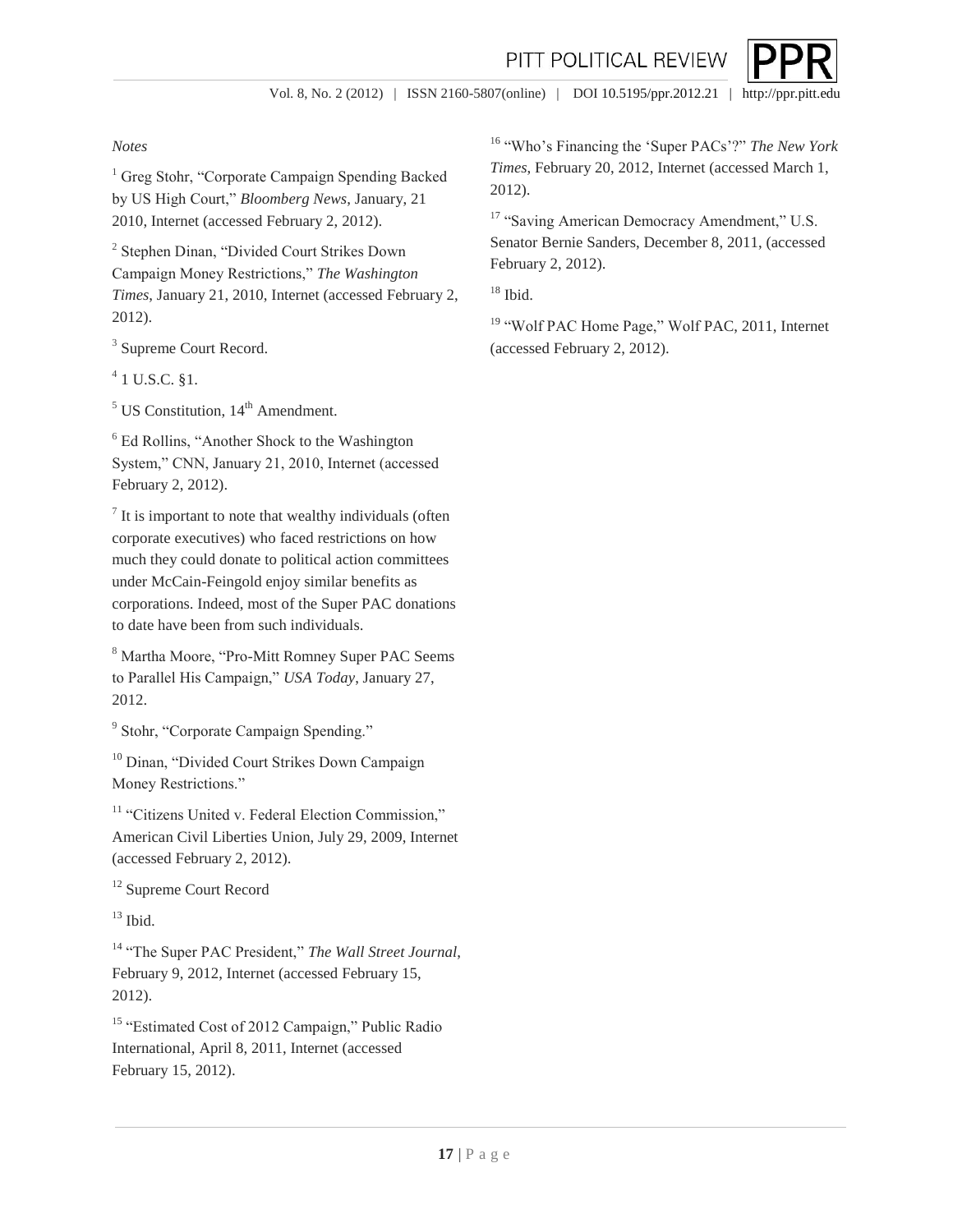*Notes*

[1] Greg Stohr, "Corporate Campaign Spending Backed by US High Court," *Bloomberg News*, January, 21 2010, Internet (accessed February 2, 2012).

[2] Stephen Dinan, "Divided Court Strikes Down Campaign Money Restrictions," *The Washington Times*, January 21, 2010, Internet (accessed February 2, 2012).

[3] Supreme Court Record.

[4] 1 U.S.C. §1.

[5] US Constitution, 14th Amendment.

[6] Ed Rollins, "Another Shock to the Washington System," CNN, January 21, 2010, Internet (accessed February 2, 2012).

[7] It is important to note that wealthy individuals (often corporate executives) who faced restrictions on how much they could donate to political action committees under McCain-Feingold enjoy similar benefits as corporations. Indeed, most of the Super PAC donations to date have been from such individuals.

[8] Martha Moore, "Pro-Mitt Romney Super PAC Seems to Parallel His Campaign," *USA Today*, January 27, 2012.

[9] Stohr, "Corporate Campaign Spending."

[10] Dinan, "Divided Court Strikes Down Campaign Money Restrictions."

[11] "Citizens United v. Federal Election Commission," American Civil Liberties Union, July 29, 2009, Internet (accessed February 2, 2012).

[12] Supreme Court Record

[13] Ibid.

[14] "The Super PAC President," *The Wall Street Journal*, February 9, 2012, Internet (accessed February 15, 2012).

[15] "Estimated Cost of 2012 Campaign," Public Radio International, April 8, 2011, Internet (accessed February 15, 2012).

[16] "Who's Financing the 'Super PACs'?" *The New York Times*, February 20, 2012, Internet (accessed March 1, 2012).

[17] "Saving American Democracy Amendment," U.S. Senator Bernie Sanders, December 8, 2011, (accessed February 2, 2012).

[18] Ibid.

[19] "Wolf PAC Home Page," Wolf PAC, 2011, Internet (accessed February 2, 2012).